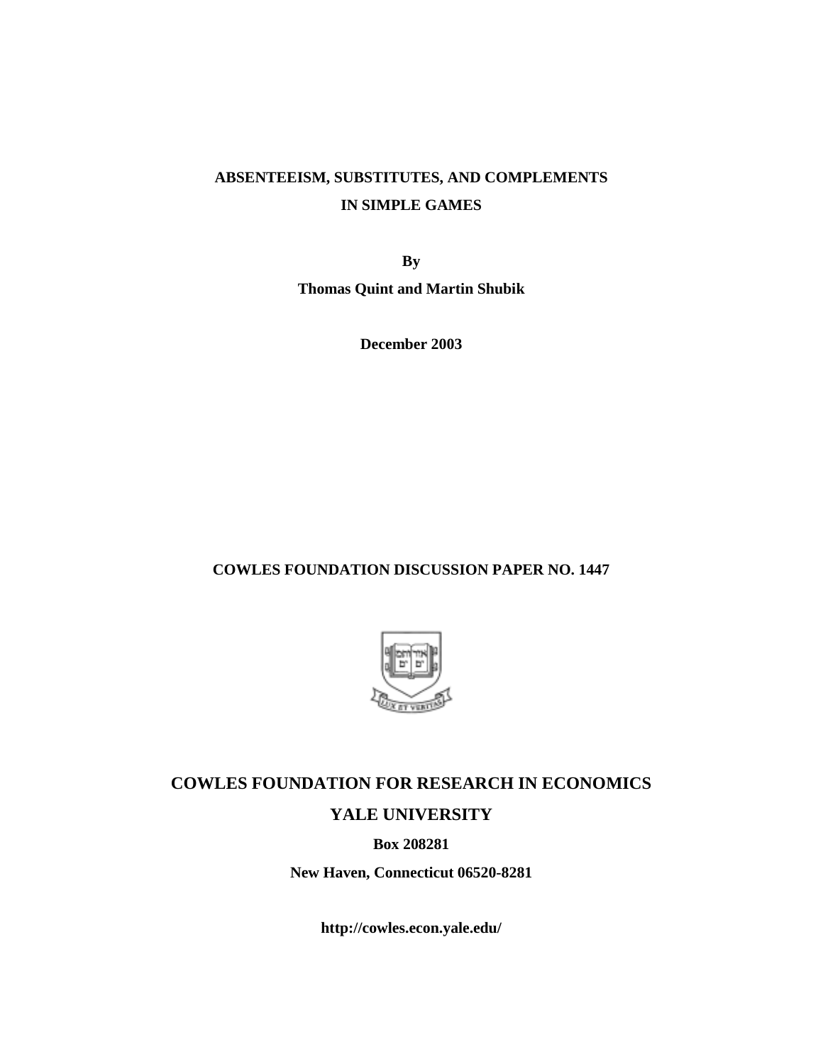# ABSENTEEISM, SUBSTITUTES, AND COMPLEMENTS IN SIMPLE GAMES

**By**

**Thomas Quint and Martin Shubik**

**December 2003**

**COWLES FOUNDATION DISCUSSION PAPER NO. 1447**

## COWLES FOUNDATION FOR RESEARCH IN ECONOMICS

## YALE UNIVERSITY

**Box 208281**

**New Haven, Connecticut 06520-8281**

**http://cowles.econ.yale.edu/**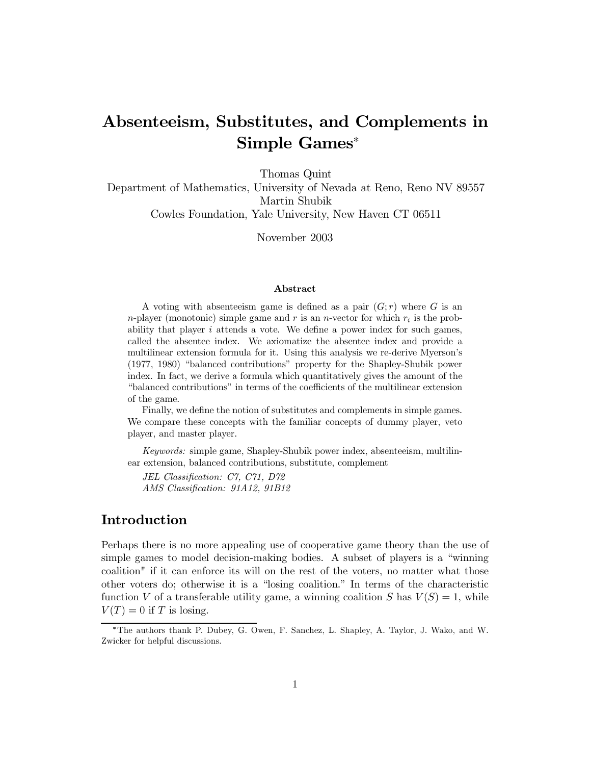# Absenteeism, Substitutes, and Complements in Simple Games*

Thomas Quint
Department of Mathematics, University of Nevada at Reno, Reno NV 89557
Martin Shubik
Cowles Foundation, Yale University, New Haven CT 06511

November 2003

### Abstract

A voting with absenteeism game is defined as a pair $(G; r)$ where $G$ is an $n$-player (monotonic) simple game and $r$ is an $n$-vector for which $r_i$ is the probability that player $i$ attends a vote. We define a power index for such games, called the absentee index. We axiomatize the absentee index and provide a multilinear extension formula for it. Using this analysis we re-derive Myerson's (1977, 1980) "balanced contributions" property for the Shapley-Shubik power index. In fact, we derive a formula which quantitatively gives the amount of the "balanced contributions" in terms of the coefficients of the multilinear extension of the game.

Finally, we define the notion of substitutes and complements in simple games. We compare these concepts with the familiar concepts of dummy player, veto player, and master player.

*Keywords:* simple game, Shapley-Shubik power index, absenteeism, multilinear extension, balanced contributions, substitute, complement

*JEL Classification: C7, C71, D72*
*AMS Classification: 91A12, 91B12*

## Introduction

Perhaps there is no more appealing use of cooperative game theory than the use of simple games to model decision-making bodies. A subset of players is a "winning coalition" if it can enforce its will on the rest of the voters, no matter what those other voters do; otherwise it is a "losing coalition." In terms of the characteristic function $V$ of a transferable utility game, a winning coalition $S$ has $V(S) = 1$, while $V(T) = 0$ if $T$ is losing.

*The authors thank P. Dubey, G. Owen, F. Sanchez, L. Shapley, A. Taylor, J. Wako, and W. Zwicker for helpful discussions.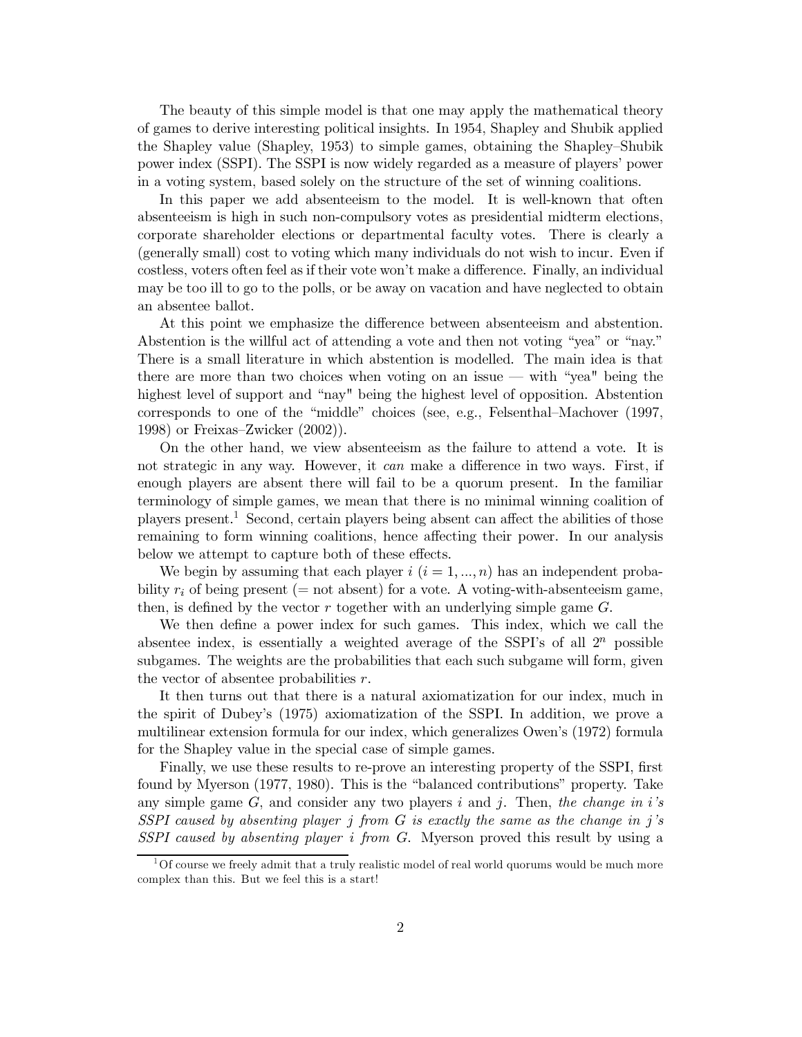The beauty of this simple model is that one may apply the mathematical theory of games to derive interesting political insights. In 1954, Shapley and Shubik applied the Shapley value (Shapley, 1953) to simple games, obtaining the Shapley–Shubik power index (SSPI). The SSPI is now widely regarded as a measure of players' power in a voting system, based solely on the structure of the set of winning coalitions.

In this paper we add absenteeism to the model. It is well-known that often absenteeism is high in such non-compulsory votes as presidential midterm elections, corporate shareholder elections or departmental faculty votes. There is clearly a (generally small) cost to voting which many individuals do not wish to incur. Even if costless, voters often feel as if their vote won't make a difference. Finally, an individual may be too ill to go to the polls, or be away on vacation and have neglected to obtain an absentee ballot.

At this point we emphasize the difference between absenteeism and abstention. Abstention is the willful act of attending a vote and then not voting "yea" or "nay." There is a small literature in which abstention is modelled. The main idea is that there are more than two choices when voting on an issue — with "yea" being the highest level of support and "nay" being the highest level of opposition. Abstention corresponds to one of the "middle" choices (see, e.g., Felsenthal–Machover (1997, 1998) or Freixas–Zwicker (2002)).

On the other hand, we view absenteeism as the failure to attend a vote. It is not strategic in any way. However, it *can* make a difference in two ways. First, if enough players are absent there will fail to be a quorum present. In the familiar terminology of simple games, we mean that there is no minimal winning coalition of players present.[1] Second, certain players being absent can affect the abilities of those remaining to form winning coalitions, hence affecting their power. In our analysis below we attempt to capture both of these effects.

We begin by assuming that each player $i$ ($i = 1, ..., n$) has an independent probability $r_i$ of being present (= not absent) for a vote. A voting-with-absenteeism game, then, is defined by the vector $r$ together with an underlying simple game $G$.

We then define a power index for such games. This index, which we call the absentee index, is essentially a weighted average of the SSPI's of all $2^n$ possible subgames. The weights are the probabilities that each such subgame will form, given the vector of absentee probabilities $r$.

It then turns out that there is a natural axiomatization for our index, much in the spirit of Dubey's (1975) axiomatization of the SSPI. In addition, we prove a multilinear extension formula for our index, which generalizes Owen's (1972) formula for the Shapley value in the special case of simple games.

Finally, we use these results to re-prove an interesting property of the SSPI, first found by Myerson (1977, 1980). This is the "balanced contributions" property. Take any simple game $G$, and consider any two players $i$ and $j$. Then, *the change in $i$'s SSPI caused by absenting player $j$ from $G$ is exactly the same as the change in $j$'s SSPI caused by absenting player $i$ from $G$.* Myerson proved this result by using a

[1] Of course we freely admit that a truly realistic model of real world quorums would be much more complex than this. But we feel this is a start!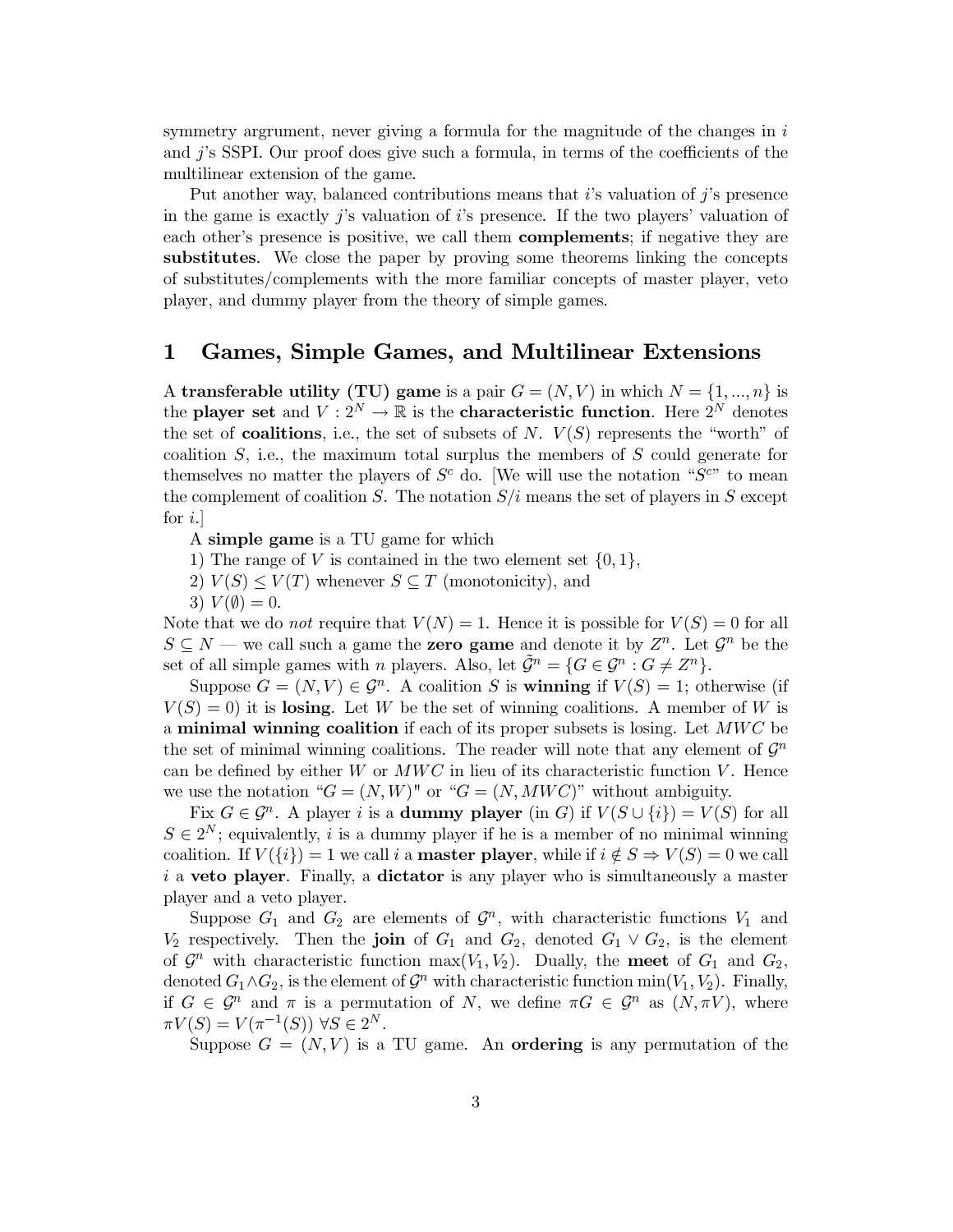symmetry argrument, never giving a formula for the magnitude of the changes in $i$ and $j$'s SSPI. Our proof does give such a formula, in terms of the coefficients of the multilinear extension of the game.

Put another way, balanced contributions means that $i$'s valuation of $j$'s presence in the game is exactly $j$'s valuation of $i$'s presence. If the two players' valuation of each other's presence is positive, we call them **complements**; if negative they are **substitutes**. We close the paper by proving some theorems linking the concepts of substitutes/complements with the more familiar concepts of master player, veto player, and dummy player from the theory of simple games.

# 1 Games, Simple Games, and Multilinear Extensions

A **transferable utility (TU) game** is a pair $G = (N, V)$ in which $N = \{1, ..., n\}$ is the **player set** and $V : 2^N \to \mathbb{R}$ is the **characteristic function**. Here $2^N$ denotes the set of **coalitions**, i.e., the set of subsets of $N$. $V(S)$ represents the "worth" of coalition $S$, i.e., the maximum total surplus the members of $S$ could generate for themselves no matter the players of $S^c$ do. [We will use the notation "$S^c$" to mean the complement of coalition $S$. The notation $S/i$ means the set of players in $S$ except for $i$.]

A **simple game** is a TU game for which

1) The range of $V$ is contained in the two element set $\{0, 1\}$,

2) $V(S) \leq V(T)$ whenever $S \subseteq T$ (monotonicity), and

3) $V(\emptyset) = 0$.

Note that we do *not* require that $V(N) = 1$. Hence it is possible for $V(S) = 0$ for all $S \subseteq N$ — we call such a game the **zero game** and denote it by $Z^n$. Let $\mathcal{G}^n$ be the set of all simple games with $n$ players. Also, let $\tilde{\mathcal{G}}^n = \{G \in \mathcal{G}^n : G \neq Z^n\}$.

Suppose $G = (N, V) \in \mathcal{G}^n$. A coalition $S$ is **winning** if $V(S) = 1$; otherwise (if $V(S) = 0$) it is **losing**. Let $W$ be the set of winning coalitions. A member of $W$ is a **minimal winning coalition** if each of its proper subsets is losing. Let $MWC$ be the set of minimal winning coalitions. The reader will note that any element of $\mathcal{G}^n$ can be defined by either $W$ or $MWC$ in lieu of its characteristic function $V$. Hence we use the notation "$G = (N, W)$" or "$G = (N, MWC)$" without ambiguity.

Fix $G \in \mathcal{G}^n$. A player $i$ is a **dummy player** (in $G$) if $V(S \cup \{i\}) = V(S)$ for all $S \in 2^N$; equivalently, $i$ is a dummy player if he is a member of no minimal winning coalition. If $V(\{i\}) = 1$ we call $i$ a **master player**, while if $i \notin S \Rightarrow V(S) = 0$ we call $i$ a **veto player**. Finally, a **dictator** is any player who is simultaneously a master player and a veto player.

Suppose $G_1$ and $G_2$ are elements of $\mathcal{G}^n$, with characteristic functions $V_1$ and $V_2$ respectively. Then the **join** of $G_1$ and $G_2$, denoted $G_1 \vee G_2$, is the element of $\mathcal{G}^n$ with characteristic function $\max(V_1, V_2)$. Dually, the **meet** of $G_1$ and $G_2$, denoted $G_1 \wedge G_2$, is the element of $\mathcal{G}^n$ with characteristic function $\min(V_1, V_2)$. Finally, if $G \in \mathcal{G}^n$ and $\pi$ is a permutation of $N$, we define $\pi G \in \mathcal{G}^n$ as $(N, \pi V)$, where $\pi V(S) = V(\pi^{-1}(S))\ \forall S \in 2^N$.

Suppose $G = (N, V)$ is a TU game. An **ordering** is any permutation of the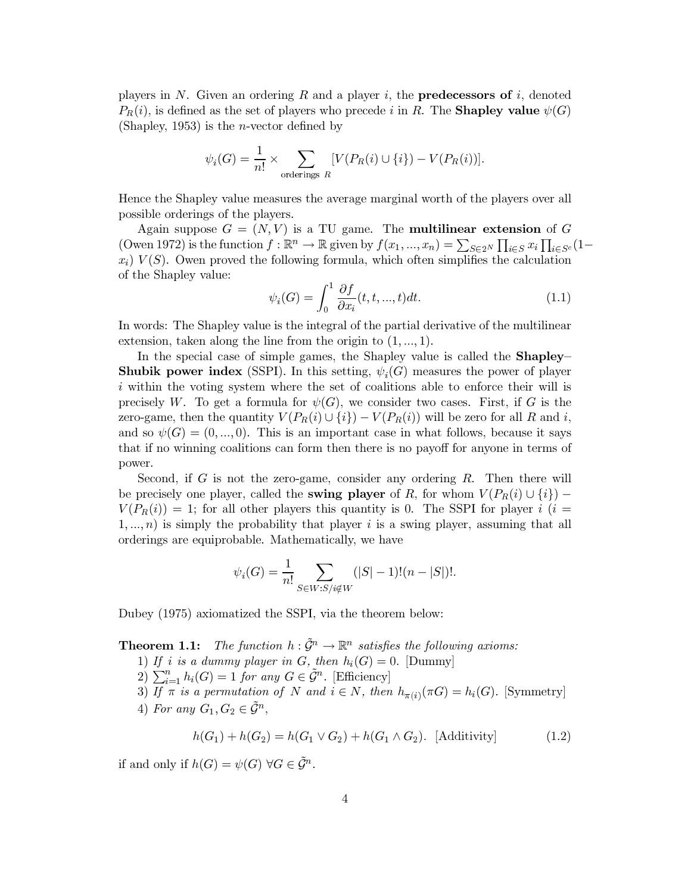players in $N$. Given an ordering $R$ and a player $i$, the **predecessors of** $i$, denoted $P_R(i)$, is defined as the set of players who precede $i$ in $R$. The **Shapley value** $\psi(G)$ (Shapley, 1953) is the $n$-vector defined by

$$\psi_i(G) = \frac{1}{n!} \times \sum_{\text{orderings } R} [V(P_R(i) \cup \{i\}) - V(P_R(i))].$$

Hence the Shapley value measures the average marginal worth of the players over all possible orderings of the players.

Again suppose $G = (N, V)$ is a TU game. The **multilinear extension** of $G$ (Owen 1972) is the function $f : \mathbb{R}^n \to \mathbb{R}$ given by $f(x_1, ..., x_n) = \sum_{S \in 2^N} \prod_{i \in S} x_i \prod_{i \in S^c} (1 - x_i)\ V(S)$. Owen proved the following formula, which often simplifies the calculation of the Shapley value:

$$\psi_i(G) = \int_0^1 \frac{\partial f}{\partial x_i}(t, t, ..., t) dt. \tag{1.1}$$

In words: The Shapley value is the integral of the partial derivative of the multilinear extension, taken along the line from the origin to $(1, ..., 1)$.

In the special case of simple games, the Shapley value is called the **Shapley–Shubik power index** (SSPI). In this setting, $\psi_i(G)$ measures the power of player $i$ within the voting system where the set of coalitions able to enforce their will is precisely $W$. To get a formula for $\psi(G)$, we consider two cases. First, if $G$ is the zero-game, then the quantity $V(P_R(i) \cup \{i\}) - V(P_R(i))$ will be zero for all $R$ and $i$, and so $\psi(G) = (0, ..., 0)$. This is an important case in what follows, because it says that if no winning coalitions can form then there is no payoff for anyone in terms of power.

Second, if $G$ is not the zero-game, consider any ordering $R$. Then there will be precisely one player, called the **swing player** of $R$, for whom $V(P_R(i) \cup \{i\}) - V(P_R(i)) = 1$; for all other players this quantity is 0. The SSPI for player $i$ ($i = 1, ..., n$) is simply the probability that player $i$ is a swing player, assuming that all orderings are equiprobable. Mathematically, we have

$$\psi_i(G) = \frac{1}{n!} \sum_{S \in W : S/i \notin W} (|S| - 1)!(n - |S|)!.$$

Dubey (1975) axiomatized the SSPI, via the theorem below:

**Theorem 1.1:** *The function $h : \tilde{\mathcal{G}}^n \to \mathbb{R}^n$ satisfies the following axioms:*

1) *If $i$ is a dummy player in $G$, then $h_i(G) = 0$.* [Dummy]
2) $\sum_{i=1}^n h_i(G) = 1$ *for any $G \in \tilde{\mathcal{G}}^n$.* [Efficiency]
3) *If $\pi$ is a permutation of $N$ and $i \in N$, then $h_{\pi(i)}(\pi G) = h_i(G)$.* [Symmetry]
4) *For any $G_1, G_2 \in \tilde{\mathcal{G}}^n$,*

$$h(G_1) + h(G_2) = h(G_1 \vee G_2) + h(G_1 \wedge G_2). \text{ [Additivity]} \tag{1.2}$$

if and only if $h(G) = \psi(G)\ \forall G \in \tilde{\mathcal{G}}^n$.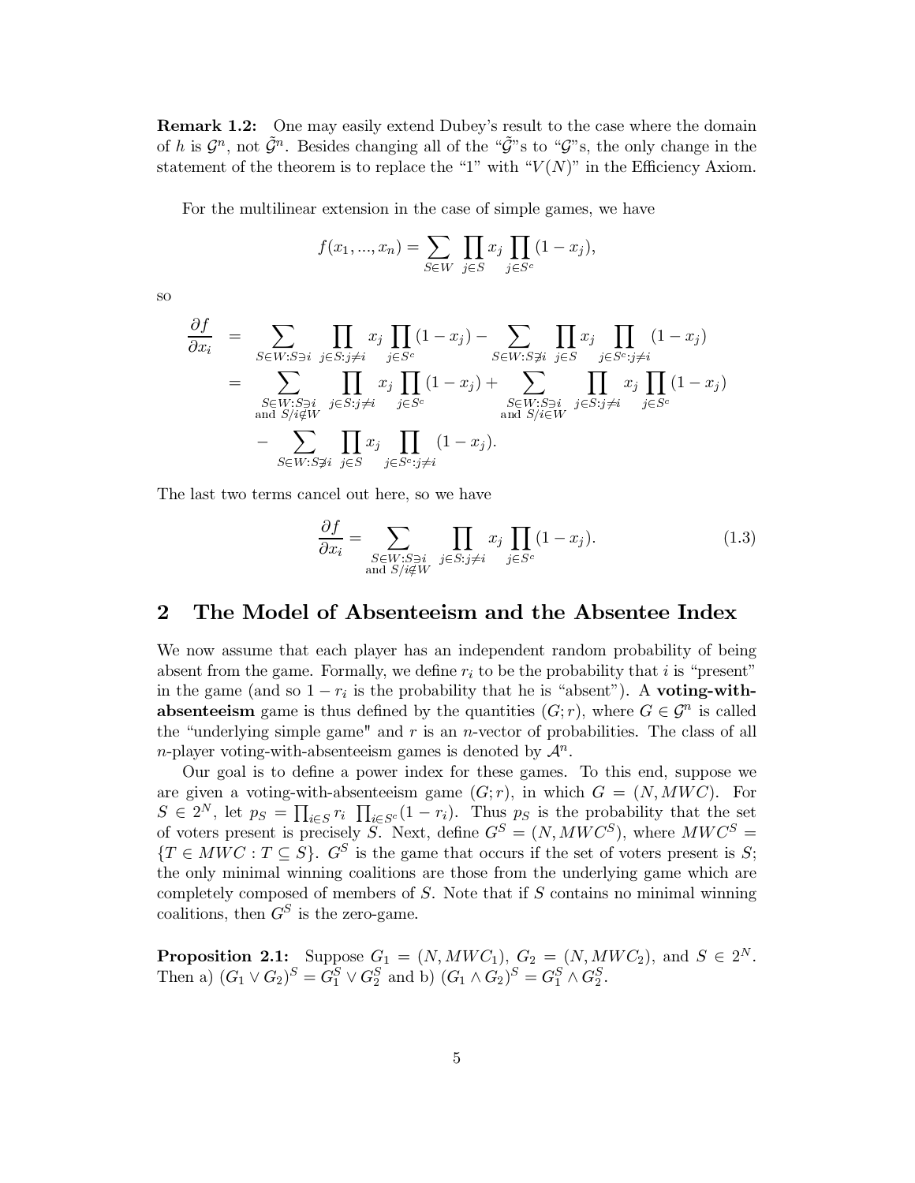**Remark 1.2:** One may easily extend Dubey's result to the case where the domain of $h$ is $\mathcal{G}^n$, not $\tilde{\mathcal{G}}^n$. Besides changing all of the "$\tilde{\mathcal{G}}$"s to "$\mathcal{G}$"s, the only change in the statement of the theorem is to replace the "1" with "$V(N)$" in the Efficiency Axiom.

For the multilinear extension in the case of simple games, we have

$$f(x_1, ..., x_n) = \sum_{S \in W} \prod_{j \in S} x_j \prod_{j \in S^c} (1 - x_j),$$

so

$$\begin{aligned}
\frac{\partial f}{\partial x_i} &= \sum_{S \in W : S \ni i} \prod_{j \in S : j \neq i} x_j \prod_{j \in S^c} (1 - x_j) - \sum_{S \in W : S \not\ni i} \prod_{j \in S} x_j \prod_{j \in S^c : j \neq i} (1 - x_j) \\
&= \sum_{\substack{S \in W : S \ni i \\ \text{and } S/i \notin W}} \prod_{j \in S : j \neq i} x_j \prod_{j \in S^c} (1 - x_j) + \sum_{\substack{S \in W : S \ni i \\ \text{and } S/i \in W}} \prod_{j \in S : j \neq i} x_j \prod_{j \in S^c} (1 - x_j) \\
&\quad - \sum_{S \in W : S \not\ni i} \prod_{j \in S} x_j \prod_{j \in S^c : j \neq i} (1 - x_j).
\end{aligned}$$

The last two terms cancel out here, so we have

$$\frac{\partial f}{\partial x_i} = \sum_{\substack{S \in W : S \ni i \\ \text{and } S/i \notin W}} \prod_{j \in S : j \neq i} x_j \prod_{j \in S^c} (1 - x_j). \tag{1.3}$$

## 2 The Model of Absenteeism and the Absentee Index

We now assume that each player has an independent random probability of being absent from the game. Formally, we define $r_i$ to be the probability that $i$ is "present" in the game (and so $1 - r_i$ is the probability that he is "absent"). A **voting-with-absenteeism** game is thus defined by the quantities $(G; r)$, where $G \in \mathcal{G}^n$ is called the "underlying simple game" and $r$ is an $n$-vector of probabilities. The class of all $n$-player voting-with-absenteeism games is denoted by $\mathcal{A}^n$.

Our goal is to define a power index for these games. To this end, suppose we are given a voting-with-absenteeism game $(G; r)$, in which $G = (N, MWC)$. For $S \in 2^N$, let $p_S = \prod_{i \in S} r_i \prod_{i \in S^c} (1 - r_i)$. Thus $p_S$ is the probability that the set of voters present is precisely $S$. Next, define $G^S = (N, MWC^S)$, where $MWC^S = \{T \in MWC : T \subseteq S\}$. $G^S$ is the game that occurs if the set of voters present is $S$; the only minimal winning coalitions are those from the underlying game which are completely composed of members of $S$. Note that if $S$ contains no minimal winning coalitions, then $G^S$ is the zero-game.

**Proposition 2.1:** Suppose $G_1 = (N, MWC_1)$, $G_2 = (N, MWC_2)$, and $S \in 2^N$. Then a) $(G_1 \vee G_2)^S = G_1^S \vee G_2^S$ and b) $(G_1 \wedge G_2)^S = G_1^S \wedge G_2^S$.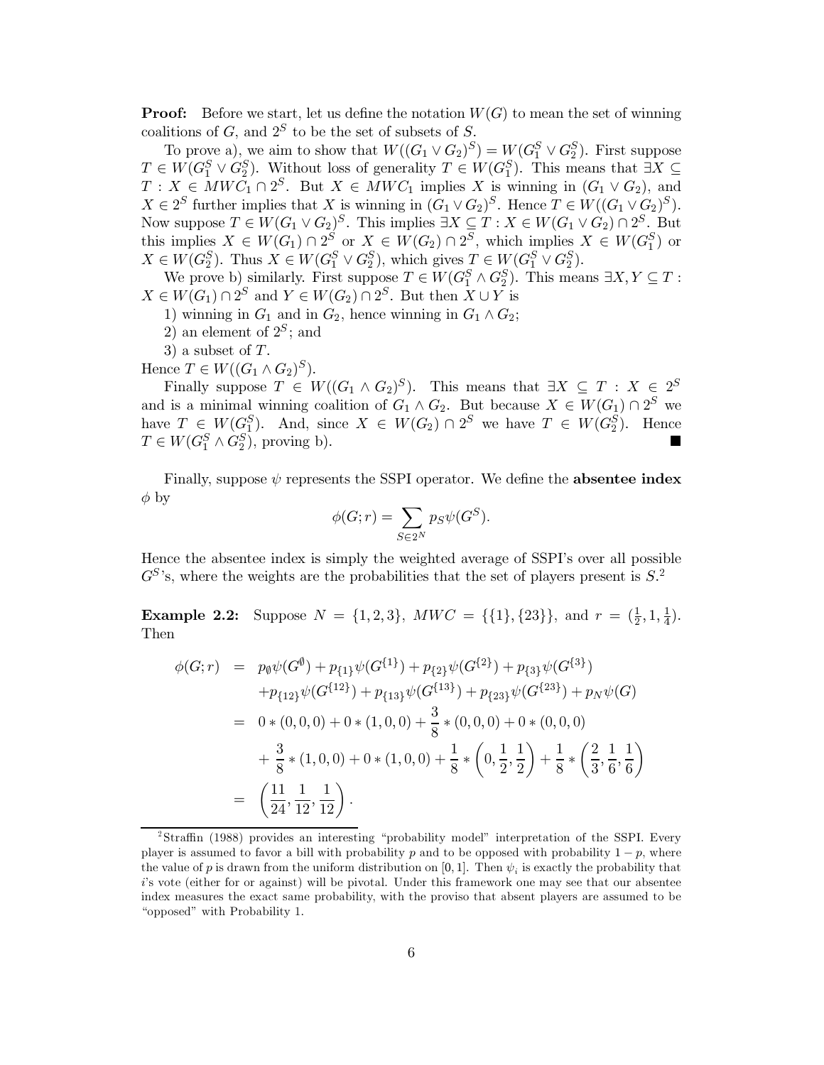**Proof:** Before we start, let us define the notation $W(G)$ to mean the set of winning coalitions of $G$, and $2^S$ to be the set of subsets of $S$.

To prove a), we aim to show that $W((G_1 \vee G_2)^S) = W(G_1^S \vee G_2^S)$. First suppose $T \in W(G_1^S \vee G_2^S)$. Without loss of generality $T \in W(G_1^S)$. This means that $\exists X \subseteq T : X \in MWC_1 \cap 2^S$. But $X \in MWC_1$ implies $X$ is winning in $(G_1 \vee G_2)$, and $X \in 2^S$ further implies that $X$ is winning in $(G_1 \vee G_2)^S$. Hence $T \in W((G_1 \vee G_2)^S)$. Now suppose $T \in W(G_1 \vee G_2)^S$. This implies $\exists X \subseteq T : X \in W(G_1 \vee G_2) \cap 2^S$. But this implies $X \in W(G_1) \cap 2^S$ or $X \in W(G_2) \cap 2^S$, which implies $X \in W(G_1^S)$ or $X \in W(G_2^S)$. Thus $X \in W(G_1^S \vee G_2^S)$, which gives $T \in W(G_1^S \vee G_2^S)$.

We prove b) similarly. First suppose $T \in W(G_1^S \wedge G_2^S)$. This means $\exists X, Y \subseteq T : X \in W(G_1) \cap 2^S$ and $Y \in W(G_2) \cap 2^S$. But then $X \cup Y$ is

1) winning in $G_1$ and in $G_2$, hence winning in $G_1 \wedge G_2$;

2) an element of $2^S$; and

3) a subset of $T$.

Hence $T \in W((G_1 \wedge G_2)^S)$.

Finally suppose $T \in W((G_1 \wedge G_2)^S)$. This means that $\exists X \subseteq T : X \in 2^S$ and is a minimal winning coalition of $G_1 \wedge G_2$. But because $X \in W(G_1) \cap 2^S$ we have $T \in W(G_1^S)$. And, since $X \in W(G_2) \cap 2^S$ we have $T \in W(G_2^S)$. Hence $T \in W(G_1^S \wedge G_2^S)$, proving b). ■

Finally, suppose $\psi$ represents the SSPI operator. We define the **absentee index** $\phi$ by

$$\phi(G; r) = \sum_{S \in 2^N} p_S \psi(G^S).$$

Hence the absentee index is simply the weighted average of SSPI's over all possible $G^S$'s, where the weights are the probabilities that the set of players present is $S$.[2]

**Example 2.2:** Suppose $N = \{1, 2, 3\}$, $MWC = \{\{1\}, \{23\}\}$, and $r = (\frac{1}{2}, 1, \frac{1}{4})$. Then

$$\begin{aligned}
\phi(G; r) &= p_\emptyset \psi(G^\emptyset) + p_{\{1\}} \psi(G^{\{1\}}) + p_{\{2\}} \psi(G^{\{2\}}) + p_{\{3\}} \psi(G^{\{3\}}) \\
&\quad + p_{\{12\}} \psi(G^{\{12\}}) + p_{\{13\}} \psi(G^{\{13\}}) + p_{\{23\}} \psi(G^{\{23\}}) + p_N \psi(G) \\
&= 0 * (0, 0, 0) + 0 * (1, 0, 0) + \frac{3}{8} * (0, 0, 0) + 0 * (0, 0, 0) \\
&\quad + \frac{3}{8} * (1, 0, 0) + 0 * (1, 0, 0) + \frac{1}{8} * \left(0, \frac{1}{2}, \frac{1}{2}\right) + \frac{1}{8} * \left(\frac{2}{3}, \frac{1}{6}, \frac{1}{6}\right) \\
&= \left(\frac{11}{24}, \frac{1}{12}, \frac{1}{12}\right).
\end{aligned}$$

[2] Straffin (1988) provides an interesting "probability model" interpretation of the SSPI. Every player is assumed to favor a bill with probability $p$ and to be opposed with probability $1 - p$, where the value of $p$ is drawn from the uniform distribution on $[0, 1]$. Then $\psi_i$ is exactly the probability that $i$'s vote (either for or against) will be pivotal. Under this framework one may see that our absentee index measures the exact same probability, with the proviso that absent players are assumed to be "opposed" with Probability 1.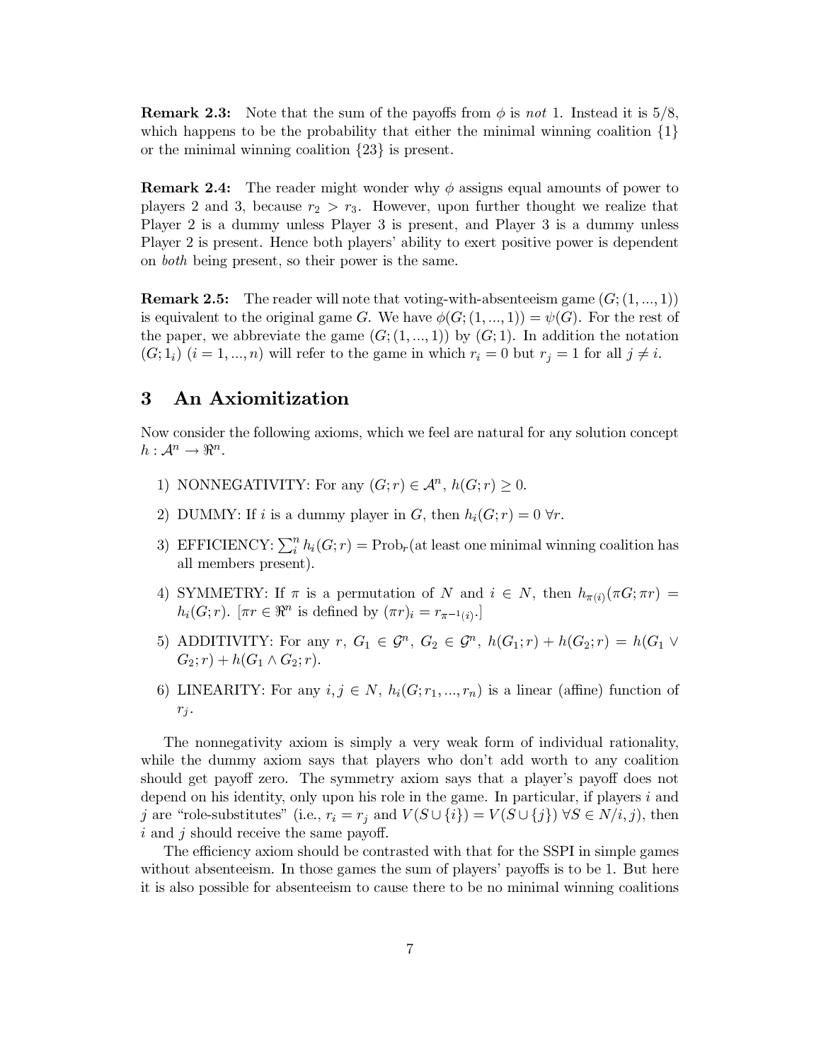**Remark 2.3:** Note that the sum of the payoffs from $\phi$ is *not* 1. Instead it is 5/8, which happens to be the probability that either the minimal winning coalition {1} or the minimal winning coalition {23} is present.

**Remark 2.4:** The reader might wonder why $\phi$ assigns equal amounts of power to players 2 and 3, because $r_2 > r_3$. However, upon further thought we realize that Player 2 is a dummy unless Player 3 is present, and Player 3 is a dummy unless Player 2 is present. Hence both players' ability to exert positive power is dependent on *both* being present, so their power is the same.

**Remark 2.5:** The reader will note that voting-with-absenteeism game $(G; (1, ..., 1))$ is equivalent to the original game $G$. We have $\phi(G; (1, ..., 1)) = \psi(G)$. For the rest of the paper, we abbreviate the game $(G; (1, ..., 1))$ by $(G; 1)$. In addition the notation $(G; 1_i)$ $(i = 1, ..., n)$ will refer to the game in which $r_i = 0$ but $r_j = 1$ for all $j \neq i$.

# 3 An Axiomitization

Now consider the following axioms, which we feel are natural for any solution concept $h : \mathcal{A}^n \rightarrow \Re^n$.

1) NONNEGATIVITY: For any $(G; r) \in \mathcal{A}^n$, $h(G; r) \geq 0$.

2) DUMMY: If $i$ is a dummy player in $G$, then $h_i(G; r) = 0$ $\forall r$.

3) EFFICIENCY: $\sum_i^n h_i(G; r) = \text{Prob}_r$(at least one minimal winning coalition has all members present).

4) SYMMETRY: If $\pi$ is a permutation of $N$ and $i \in N$, then $h_{\pi(i)}(\pi G; \pi r) = h_i(G; r)$. [$\pi r \in \Re^n$ is defined by $(\pi r)_i = r_{\pi^{-1}(i)}$.]

5) ADDITIVITY: For any $r$, $G_1 \in \mathcal{G}^n$, $G_2 \in \mathcal{G}^n$, $h(G_1; r) + h(G_2; r) = h(G_1 \vee G_2; r) + h(G_1 \wedge G_2; r)$.

6) LINEARITY: For any $i, j \in N$, $h_i(G; r_1, ..., r_n)$ is a linear (affine) function of $r_j$.

The nonnegativity axiom is simply a very weak form of individual rationality, while the dummy axiom says that players who don't add worth to any coalition should get payoff zero. The symmetry axiom says that a player's payoff does not depend on his identity, only upon his role in the game. In particular, if players $i$ and $j$ are "role-substitutes" (i.e., $r_i = r_j$ and $V(S \cup \{i\}) = V(S \cup \{j\})$ $\forall S \in N/i, j$), then $i$ and $j$ should receive the same payoff.

The efficiency axiom should be contrasted with that for the SSPI in simple games without absenteeism. In those games the sum of players' payoffs is to be 1. But here it is also possible for absenteeism to cause there to be no minimal winning coalitions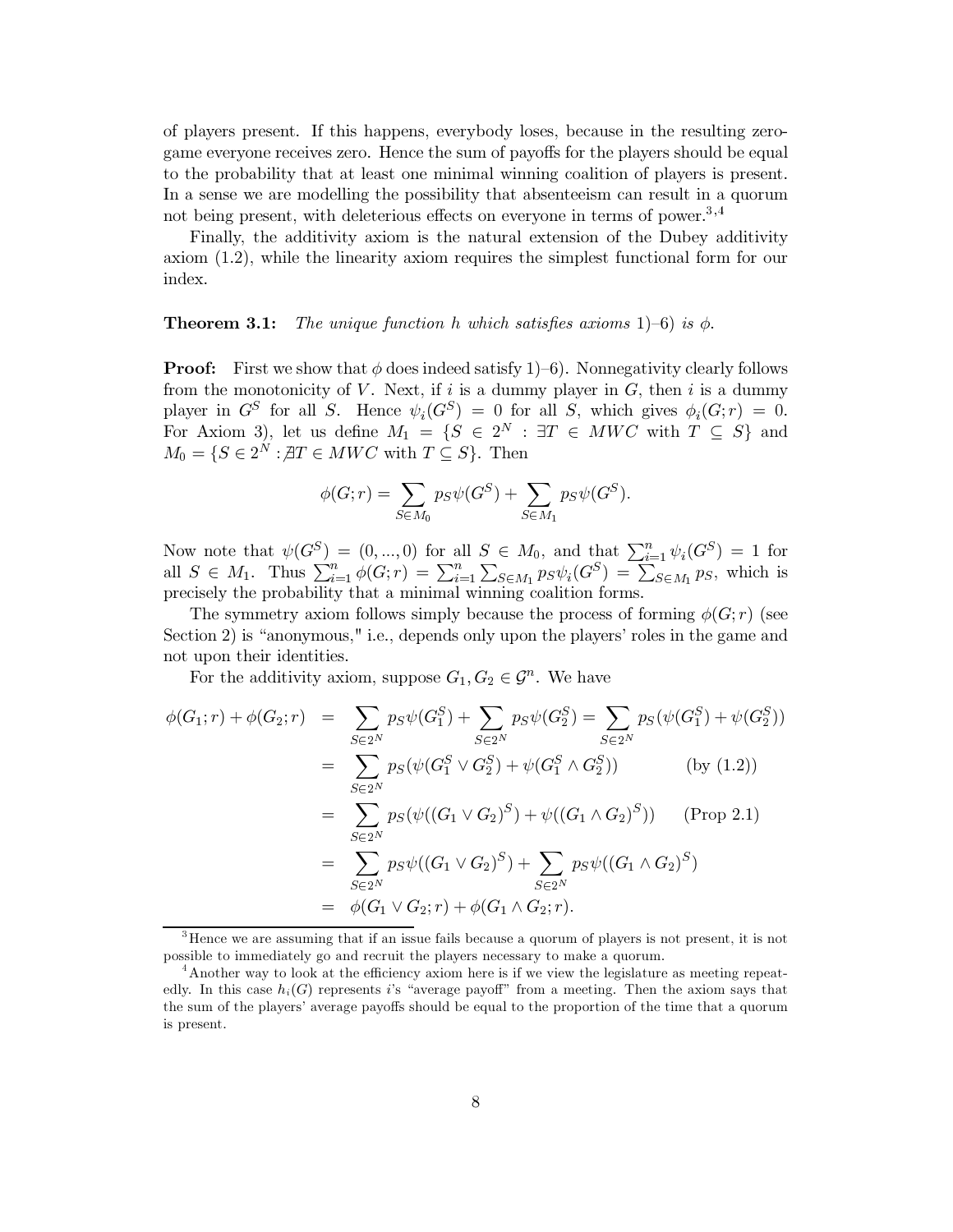of players present. If this happens, everybody loses, because in the resulting zero-game everyone receives zero. Hence the sum of payoffs for the players should be equal to the probability that at least one minimal winning coalition of players is present. In a sense we are modelling the possibility that absenteeism can result in a quorum not being present, with deleterious effects on everyone in terms of power.[3,4]

Finally, the additivity axiom is the natural extension of the Dubey additivity axiom (1.2), while the linearity axiom requires the simplest functional form for our index.

**Theorem 3.1:** *The unique function $h$ which satisfies axioms 1)–6) is $\phi$.*

**Proof:** First we show that $\phi$ does indeed satisfy 1)–6). Nonnegativity clearly follows from the monotonicity of $V$. Next, if $i$ is a dummy player in $G$, then $i$ is a dummy player in $G^S$ for all $S$. Hence $\psi_i(G^S) = 0$ for all $S$, which gives $\phi_i(G;r) = 0$. For Axiom 3), let us define $M_1 = \{S \in 2^N : \exists T \in MWC \text{ with } T \subseteq S\}$ and $M_0 = \{S \in 2^N : \nexists T \in MWC \text{ with } T \subseteq S\}$. Then

$$\phi(G;r) = \sum_{S \in M_0} p_S \psi(G^S) + \sum_{S \in M_1} p_S \psi(G^S).$$

Now note that $\psi(G^S) = (0,...,0)$ for all $S \in M_0$, and that $\sum_{i=1}^n \psi_i(G^S) = 1$ for all $S \in M_1$. Thus $\sum_{i=1}^n \phi(G;r) = \sum_{i=1}^n \sum_{S \in M_1} p_S \psi_i(G^S) = \sum_{S \in M_1} p_S$, which is precisely the probability that a minimal winning coalition forms.

The symmetry axiom follows simply because the process of forming $\phi(G;r)$ (see Section 2) is "anonymous," i.e., depends only upon the players' roles in the game and not upon their identities.

For the additivity axiom, suppose $G_1, G_2 \in \mathcal{G}^n$. We have

$$\begin{aligned}
\phi(G_1;r) + \phi(G_2;r) &= \sum_{S \in 2^N} p_S \psi(G_1^S) + \sum_{S \in 2^N} p_S \psi(G_2^S) = \sum_{S \in 2^N} p_S (\psi(G_1^S) + \psi(G_2^S)) \\
&= \sum_{S \in 2^N} p_S (\psi(G_1^S \vee G_2^S) + \psi(G_1^S \wedge G_2^S)) \qquad \text{(by (1.2))} \\
&= \sum_{S \in 2^N} p_S (\psi((G_1 \vee G_2)^S) + \psi((G_1 \wedge G_2)^S)) \qquad \text{(Prop 2.1)} \\
&= \sum_{S \in 2^N} p_S \psi((G_1 \vee G_2)^S) + \sum_{S \in 2^N} p_S \psi((G_1 \wedge G_2)^S) \\
&= \phi(G_1 \vee G_2; r) + \phi(G_1 \wedge G_2; r).
\end{aligned}$$

[3] Hence we are assuming that if an issue fails because a quorum of players is not present, it is not possible to immediately go and recruit the players necessary to make a quorum.

[4] Another way to look at the efficiency axiom here is if we view the legislature as meeting repeatedly. In this case $h_i(G)$ represents $i$'s "average payoff" from a meeting. Then the axiom says that the sum of the players' average payoffs should be equal to the proportion of the time that a quorum is present.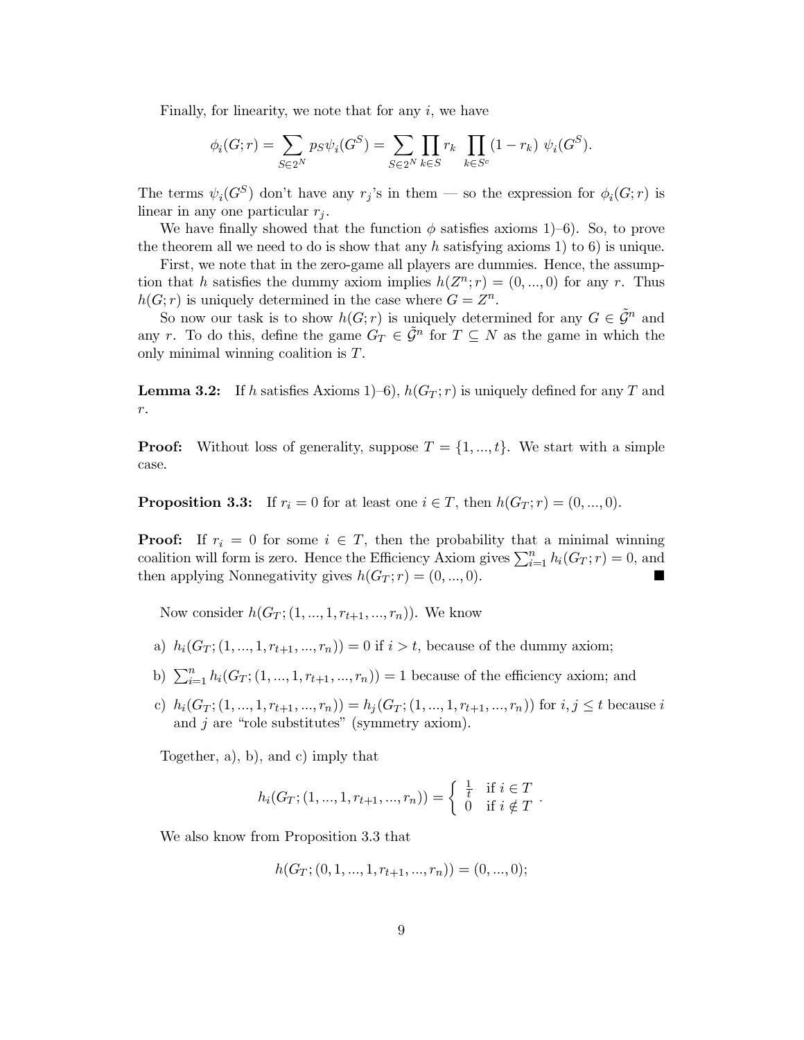Finally, for linearity, we note that for any $i$, we have

$$\phi_i(G;r) = \sum_{S \in 2^N} p_S \psi_i(G^S) = \sum_{S \in 2^N} \prod_{k \in S} r_k \prod_{k \in S^c} (1 - r_k) \; \psi_i(G^S).$$

The terms $\psi_i(G^S)$ don't have any $r_j$'s in them — so the expression for $\phi_i(G;r)$ is linear in any one particular $r_j$.

We have finally showed that the function $\phi$ satisfies axioms 1)–6). So, to prove the theorem all we need to do is show that any $h$ satisfying axioms 1) to 6) is unique.

First, we note that in the zero-game all players are dummies. Hence, the assumption that $h$ satisfies the dummy axiom implies $h(Z^n;r) = (0, ..., 0)$ for any $r$. Thus $h(G;r)$ is uniquely determined in the case where $G = Z^n$.

So now our task is to show $h(G;r)$ is uniquely determined for any $G \in \tilde{\mathcal{G}}^n$ and any $r$. To do this, define the game $G_T \in \tilde{\mathcal{G}}^n$ for $T \subseteq N$ as the game in which the only minimal winning coalition is $T$.

**Lemma 3.2:** If $h$ satisfies Axioms 1)–6), $h(G_T;r)$ is uniquely defined for any $T$ and $r$.

**Proof:** Without loss of generality, suppose $T = \{1, ..., t\}$. We start with a simple case.

**Proposition 3.3:** If $r_i = 0$ for at least one $i \in T$, then $h(G_T;r) = (0, ..., 0)$.

**Proof:** If $r_i = 0$ for some $i \in T$, then the probability that a minimal winning coalition will form is zero. Hence the Efficiency Axiom gives $\sum_{i=1}^n h_i(G_T;r) = 0$, and then applying Nonnegativity gives $h(G_T;r) = (0, ..., 0)$. ■

Now consider $h(G_T; (1, ..., 1, r_{t+1}, ..., r_n))$. We know

a) $h_i(G_T; (1, ..., 1, r_{t+1}, ..., r_n)) = 0$ if $i > t$, because of the dummy axiom;

b) $\sum_{i=1}^n h_i(G_T; (1, ..., 1, r_{t+1}, ..., r_n)) = 1$ because of the efficiency axiom; and

c) $h_i(G_T; (1, ..., 1, r_{t+1}, ..., r_n)) = h_j(G_T; (1, ..., 1, r_{t+1}, ..., r_n))$ for $i, j \leq t$ because $i$ and $j$ are "role substitutes" (symmetry axiom).

Together, a), b), and c) imply that

$$h_i(G_T; (1, ..., 1, r_{t+1}, ..., r_n)) = \begin{cases} \frac{1}{t} & \text{if } i \in T \\ 0 & \text{if } i \notin T \end{cases}.$$

We also know from Proposition 3.3 that

$$h(G_T; (0, 1, ..., 1, r_{t+1}, ..., r_n)) = (0, ..., 0);$$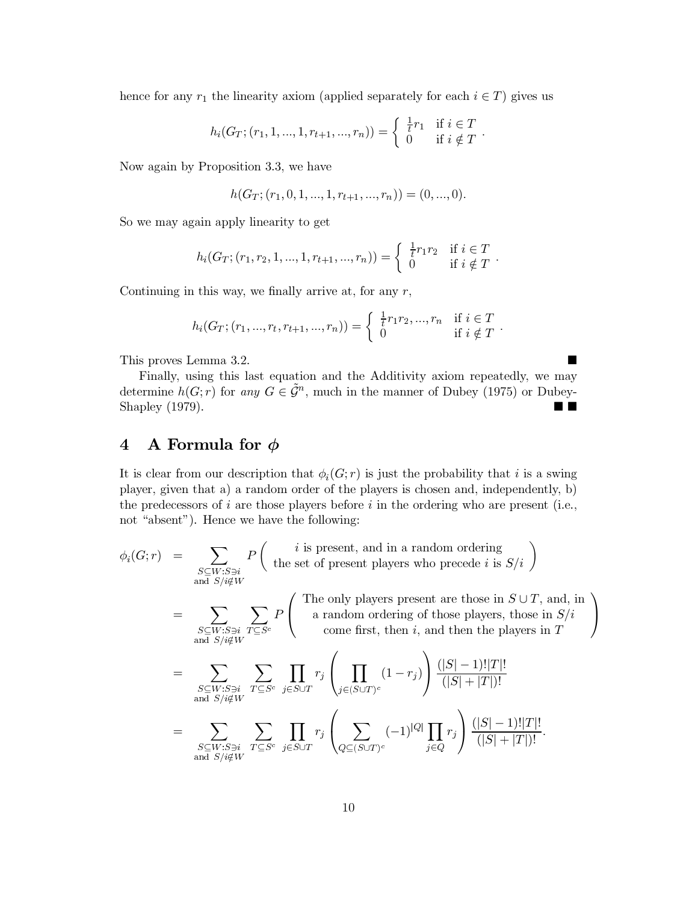hence for any $r_1$ the linearity axiom (applied separately for each $i \in T$) gives us

$$h_i(G_T; (r_1, 1, ..., 1, r_{t+1}, ..., r_n)) = \begin{cases} \frac{1}{t} r_1 & \text{if } i \in T \\ 0 & \text{if } i \notin T \end{cases}.$$

Now again by Proposition 3.3, we have

$$h(G_T; (r_1, 0, 1, ..., 1, r_{t+1}, ..., r_n)) = (0, ..., 0).$$

So we may again apply linearity to get

$$h_i(G_T; (r_1, r_2, 1, ..., 1, r_{t+1}, ..., r_n)) = \begin{cases} \frac{1}{t} r_1 r_2 & \text{if } i \in T \\ 0 & \text{if } i \notin T \end{cases}.$$

Continuing in this way, we finally arrive at, for any $r$,

$$h_i(G_T; (r_1, ..., r_t, r_{t+1}, ..., r_n)) = \begin{cases} \frac{1}{t} r_1 r_2, ..., r_n & \text{if } i \in T \\ 0 & \text{if } i \notin T \end{cases}.$$

This proves Lemma 3.2. ■

Finally, using this last equation and the Additivity axiom repeatedly, we may determine $h(G; r)$ for *any* $G \in \tilde{\mathcal{G}}^n$, much in the manner of Dubey (1975) or Dubey-Shapley (1979). ■ ■

# 4 A Formula for $\phi$

It is clear from our description that $\phi_i(G; r)$ is just the probability that $i$ is a swing player, given that a) a random order of the players is chosen and, independently, b) the predecessors of $i$ are those players before $i$ in the ordering who are present (i.e., not "absent"). Hence we have the following:

$$\begin{aligned}
\phi_i(G; r) &= \sum_{\substack{S \subseteq W : S \ni i \\ \text{and } S/i \notin W}} P\left( \begin{array}{c} i \text{ is present, and in a random ordering} \\ \text{the set of present players who precede } i \text{ is } S/i \end{array} \right) \\
&= \sum_{\substack{S \subseteq W : S \ni i \\ \text{and } S/i \notin W}} \sum_{T \subseteq S^c} P\left( \begin{array}{c} \text{The only players present are those in } S \cup T \text{, and, in} \\ \text{a random ordering of those players, those in } S/i \\ \text{come first, then } i \text{, and then the players in } T \end{array} \right) \\
&= \sum_{\substack{S \subseteq W : S \ni i \\ \text{and } S/i \notin W}} \sum_{T \subseteq S^c} \prod_{j \in S \cup T} r_j \left( \prod_{j \in (S \cup T)^c} (1 - r_j) \right) \frac{(|S| - 1)! |T|!}{(|S| + |T|)!} \\
&= \sum_{\substack{S \subseteq W : S \ni i \\ \text{and } S/i \notin W}} \sum_{T \subseteq S^c} \prod_{j \in S \cup T} r_j \left( \sum_{Q \subseteq (S \cup T)^c} (-1)^{|Q|} \prod_{j \in Q} r_j \right) \frac{(|S| - 1)! |T|!}{(|S| + |T|)!}.
\end{aligned}$$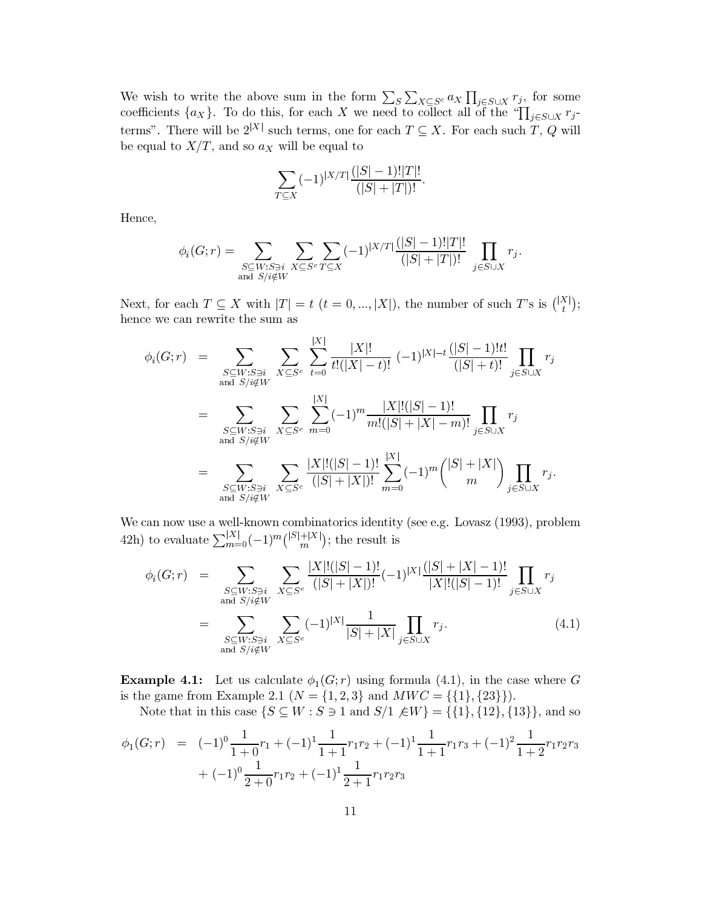We wish to write the above sum in the form $\sum_S \sum_{X \subseteq S^c} a_X \prod_{j \in S \cup X} r_j$, for some coefficients $\{a_X\}$. To do this, for each $X$ we need to collect all of the "$\prod_{j \in S \cup X} r_j$-terms". There will be $2^{|X|}$ such terms, one for each $T \subseteq X$. For each such $T$, $Q$ will be equal to $X/T$, and so $a_X$ will be equal to

$$\sum_{T \subseteq X} (-1)^{|X/T|} \frac{(|S|-1)!|T|!}{(|S|+|T|)!}.$$

Hence,

$$\phi_i(G;r) = \sum_{\substack{S \subseteq W : S \ni i \\ \text{and } S/i \notin W}} \sum_{X \subseteq S^c} \sum_{T \subseteq X} (-1)^{|X/T|} \frac{(|S|-1)!|T|!}{(|S|+|T|)!} \prod_{j \in S \cup X} r_j.$$

Next, for each $T \subseteq X$ with $|T| = t$ ($t = 0, ..., |X|$), the number of such $T$'s is $\binom{|X|}{t}$; hence we can rewrite the sum as

$$\begin{aligned}
\phi_i(G;r) &= \sum_{\substack{S \subseteq W : S \ni i \\ \text{and } S/i \notin W}} \sum_{X \subseteq S^c} \sum_{t=0}^{|X|} \frac{|X|!}{t!(|X|-t)!} (-1)^{|X|-t} \frac{(|S|-1)!t!}{(|S|+t)!} \prod_{j \in S \cup X} r_j \\
&= \sum_{\substack{S \subseteq W : S \ni i \\ \text{and } S/i \notin W}} \sum_{X \subseteq S^c} \sum_{m=0}^{|X|} (-1)^m \frac{|X|!(|S|-1)!}{m!(|S|+|X|-m)!} \prod_{j \in S \cup X} r_j \\
&= \sum_{\substack{S \subseteq W : S \ni i \\ \text{and } S/i \notin W}} \sum_{X \subseteq S^c} \frac{|X|!(|S|-1)!}{(|S|+|X|)!} \sum_{m=0}^{|X|} (-1)^m \binom{|S|+|X|}{m} \prod_{j \in S \cup X} r_j.
\end{aligned}$$

We can now use a well-known combinatorics identity (see e.g. Lovasz (1993), problem 42h) to evaluate $\sum_{m=0}^{|X|} (-1)^m \binom{|S|+|X|}{m}$; the result is

$$\begin{aligned}
\phi_i(G;r) &= \sum_{\substack{S \subseteq W : S \ni i \\ \text{and } S/i \notin W}} \sum_{X \subseteq S^c} \frac{|X|!(|S|-1)!}{(|S|+|X|)!} (-1)^{|X|} \frac{(|S|+|X|-1)!}{|X|!(|S|-1)!} \prod_{j \in S \cup X} r_j \\
&= \sum_{\substack{S \subseteq W : S \ni i \\ \text{and } S/i \notin W}} \sum_{X \subseteq S^c} (-1)^{|X|} \frac{1}{|S|+|X|} \prod_{j \in S \cup X} r_j. \qquad (4.1)
\end{aligned}$$

**Example 4.1:** Let us calculate $\phi_1(G;r)$ using formula (4.1), in the case where $G$ is the game from Example 2.1 ($N = \{1, 2, 3\}$ and $MWC = \{\{1\}, \{23\}\}$).

Note that in this case $\{S \subseteq W : S \ni 1 \text{ and } S/1 \not\in W\} = \{\{1\}, \{12\}, \{13\}\}$, and so

$$\begin{aligned}
\phi_1(G;r) &= (-1)^0 \frac{1}{1+0} r_1 + (-1)^1 \frac{1}{1+1} r_1 r_2 + (-1)^1 \frac{1}{1+1} r_1 r_3 + (-1)^2 \frac{1}{1+2} r_1 r_2 r_3 \\
&\quad + (-1)^0 \frac{1}{2+0} r_1 r_2 + (-1)^1 \frac{1}{2+1} r_1 r_2 r_3
\end{aligned}$$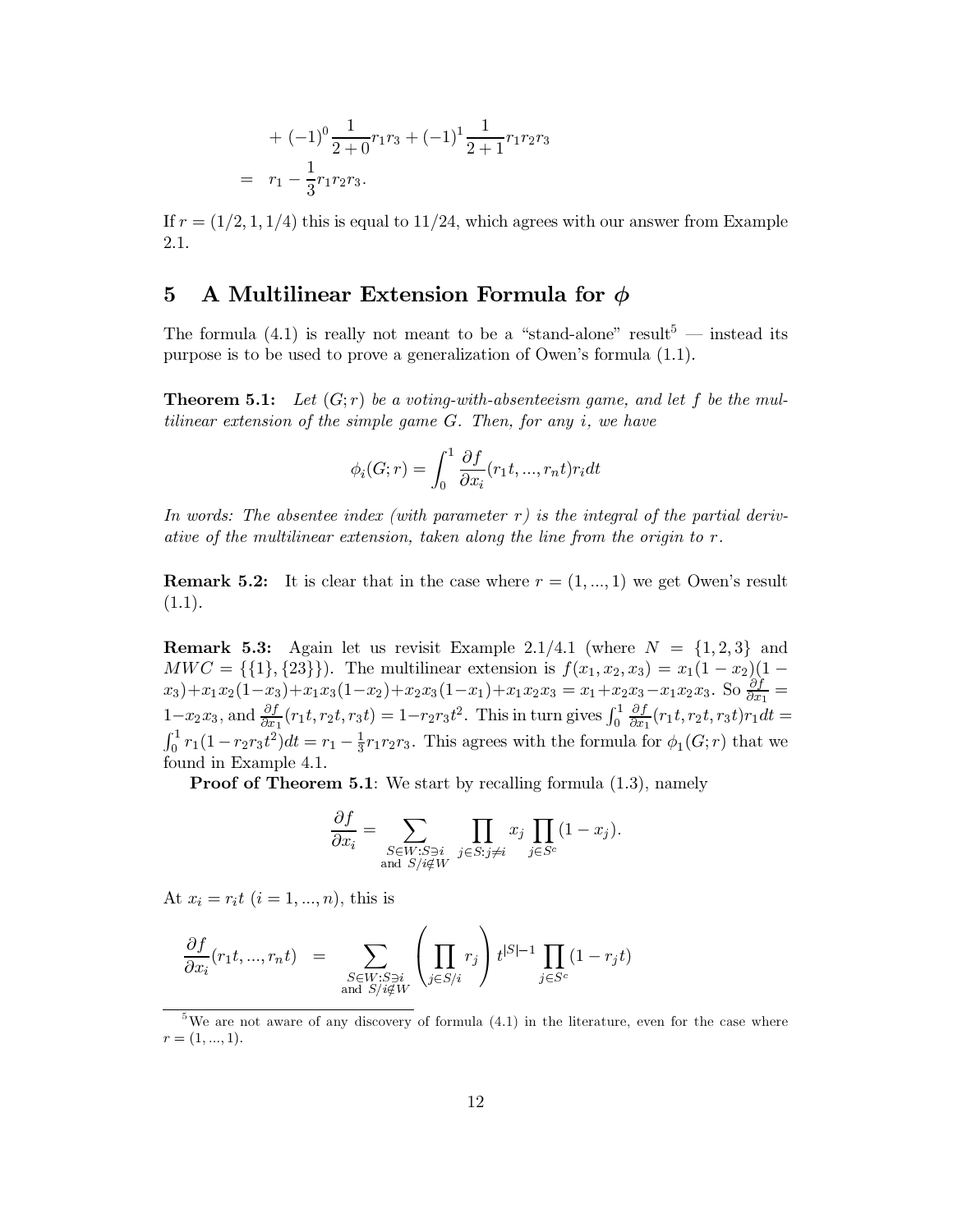$$
\begin{aligned}
&\quad + (-1)^0 \frac{1}{2+0} r_1 r_3 + (-1)^1 \frac{1}{2+1} r_1 r_2 r_3 \\
&= \ r_1 - \frac{1}{3} r_1 r_2 r_3.
\end{aligned}
$$

If $r = (1/2, 1, 1/4)$ this is equal to $11/24$, which agrees with our answer from Example 2.1.

## 5 A Multilinear Extension Formula for $\phi$

The formula (4.1) is really not meant to be a "stand-alone" result[5] — instead its purpose is to be used to prove a generalization of Owen's formula (1.1).

**Theorem 5.1:** *Let $(G; r)$ be a voting-with-absenteeism game, and let $f$ be the multilinear extension of the simple game $G$. Then, for any $i$, we have*

$$
\phi_i(G; r) = \int_0^1 \frac{\partial f}{\partial x_i}(r_1 t, ..., r_n t) r_i dt
$$

*In words: The absentee index (with parameter $r$) is the integral of the partial derivative of the multilinear extension, taken along the line from the origin to $r$.*

**Remark 5.2:** It is clear that in the case where $r = (1, ..., 1)$ we get Owen's result (1.1).

**Remark 5.3:** Again let us revisit Example 2.1/4.1 (where $N = \{1, 2, 3\}$ and $MWC = \{\{1\}, \{23\}\}$). The multilinear extension is $f(x_1, x_2, x_3) = x_1(1-x_2)(1-x_3) + x_1 x_2 (1-x_3) + x_1 x_3 (1-x_2) + x_2 x_3 (1-x_1) + x_1 x_2 x_3 = x_1 + x_2 x_3 - x_1 x_2 x_3$. So $\frac{\partial f}{\partial x_1} = 1 - x_2 x_3$, and $\frac{\partial f}{\partial x_1}(r_1 t, r_2 t, r_3 t) = 1 - r_2 r_3 t^2$. This in turn gives $\int_0^1 \frac{\partial f}{\partial x_1}(r_1 t, r_2 t, r_3 t) r_1 dt = \int_0^1 r_1 (1 - r_2 r_3 t^2) dt = r_1 - \frac{1}{3} r_1 r_2 r_3$. This agrees with the formula for $\phi_1(G; r)$ that we found in Example 4.1.

**Proof of Theorem 5.1**: We start by recalling formula (1.3), namely

$$
\frac{\partial f}{\partial x_i} = \sum_{\substack{S \in W : S \ni i \\ \text{and } S/i \notin W}} \prod_{j \in S : j \neq i} x_j \prod_{j \in S^c} (1 - x_j).
$$

At $x_i = r_i t$ $(i = 1, ..., n)$, this is

$$
\frac{\partial f}{\partial x_i}(r_1 t, ..., r_n t) \ = \ \sum_{\substack{S \in W : S \ni i \\ \text{and } S/i \notin W}} \left( \prod_{j \in S/i} r_j \right) t^{|S|-1} \prod_{j \in S^c} (1 - r_j t)
$$

[5] We are not aware of any discovery of formula (4.1) in the literature, even for the case where $r = (1, ..., 1)$.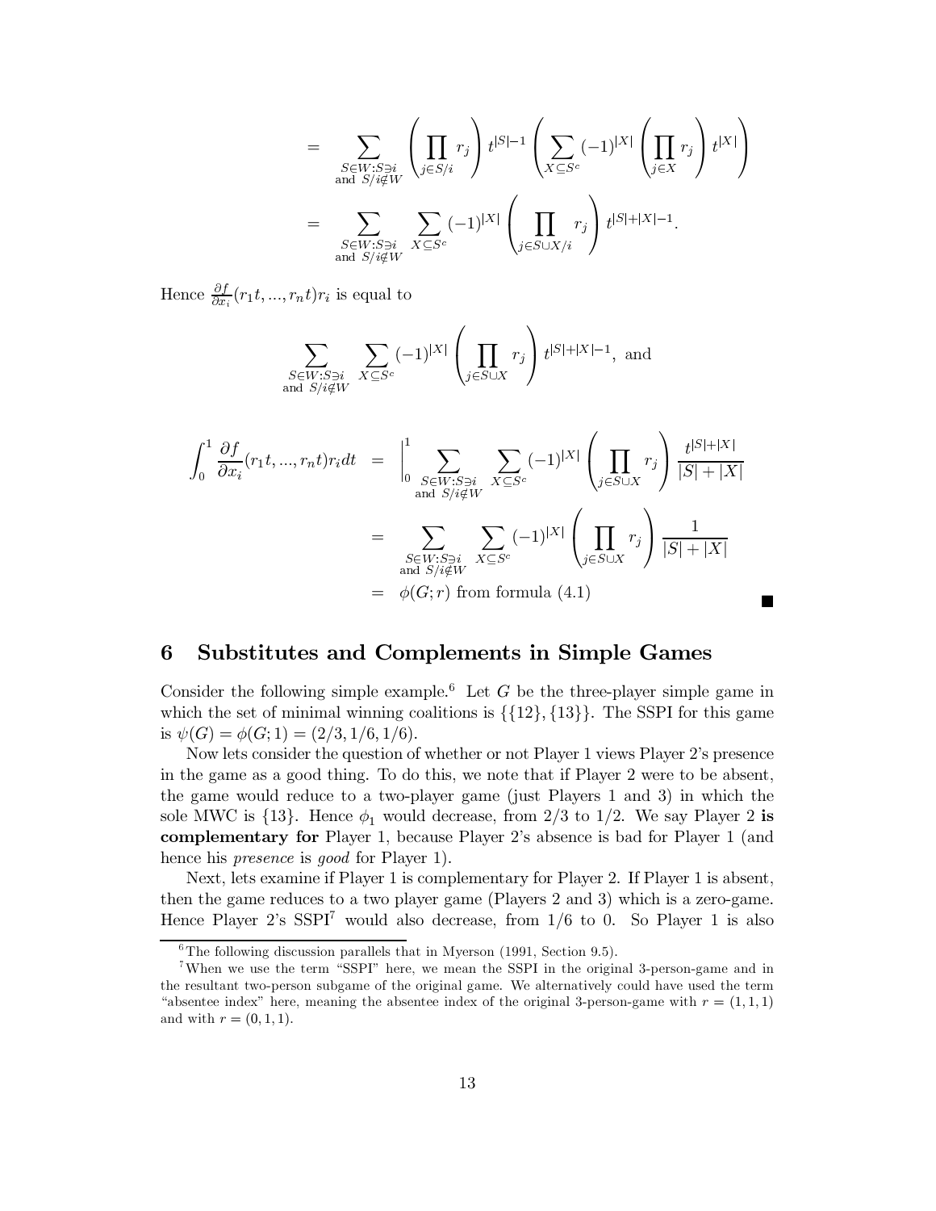$$
\begin{aligned}
&= \sum_{\substack{S\in W: S\ni i \\ \text{and } S/i\notin W}} \left(\prod_{j\in S/i} r_j\right) t^{|S|-1} \left(\sum_{X\subseteq S^c} (-1)^{|X|} \left(\prod_{j\in X} r_j\right) t^{|X|}\right) \\
&= \sum_{\substack{S\in W: S\ni i \\ \text{and } S/i\notin W}} \sum_{X\subseteq S^c} (-1)^{|X|} \left(\prod_{j\in S\cup X/i} r_j\right) t^{|S|+|X|-1}.
\end{aligned}
$$

Hence $\frac{\partial f}{\partial x_i}(r_1 t, ..., r_n t) r_i$ is equal to

$$
\sum_{\substack{S\in W: S\ni i \\ \text{and } S/i\notin W}} \sum_{X\subseteq S^c} (-1)^{|X|} \left(\prod_{j\in S\cup X} r_j\right) t^{|S|+|X|-1}, \text{ and}
$$

$$
\begin{aligned}
\int_0^1 \frac{\partial f}{\partial x_i}(r_1 t, ..., r_n t) r_i dt &= \Big|_0^1 \sum_{\substack{S\in W: S\ni i \\ \text{and } S/i\notin W}} \sum_{X\subseteq S^c} (-1)^{|X|} \left(\prod_{j\in S\cup X} r_j\right) \frac{t^{|S|+|X|}}{|S|+|X|} \\
&= \sum_{\substack{S\in W: S\ni i \\ \text{and } S/i\notin W}} \sum_{X\subseteq S^c} (-1)^{|X|} \left(\prod_{j\in S\cup X} r_j\right) \frac{1}{|S|+|X|} \\
&= \phi(G; r) \text{ from formula (4.1)}
\end{aligned}
$$

■

## 6 Substitutes and Complements in Simple Games

Consider the following simple example.[6] Let $G$ be the three-player simple game in which the set of minimal winning coalitions is $\{\{12\}, \{13\}\}$. The SSPI for this game is $\psi(G) = \phi(G; 1) = (2/3, 1/6, 1/6)$.

Now lets consider the question of whether or not Player 1 views Player 2's presence in the game as a good thing. To do this, we note that if Player 2 were to be absent, the game would reduce to a two-player game (just Players 1 and 3) in which the sole MWC is $\{13\}$. Hence $\phi_1$ would decrease, from $2/3$ to $1/2$. We say Player 2 **is complementary for** Player 1, because Player 2's absence is bad for Player 1 (and hence his *presence* is *good* for Player 1).

Next, lets examine if Player 1 is complementary for Player 2. If Player 1 is absent, then the game reduces to a two player game (Players 2 and 3) which is a zero-game. Hence Player 2's SSPI[7] would also decrease, from $1/6$ to $0$. So Player 1 is also

[6] The following discussion parallels that in Myerson (1991, Section 9.5).

[7] When we use the term "SSPI" here, we mean the SSPI in the original 3-person-game and in the resultant two-person subgame of the original game. We alternatively could have used the term "absentee index" here, meaning the absentee index of the original 3-person-game with $r = (1, 1, 1)$ and with $r = (0, 1, 1)$.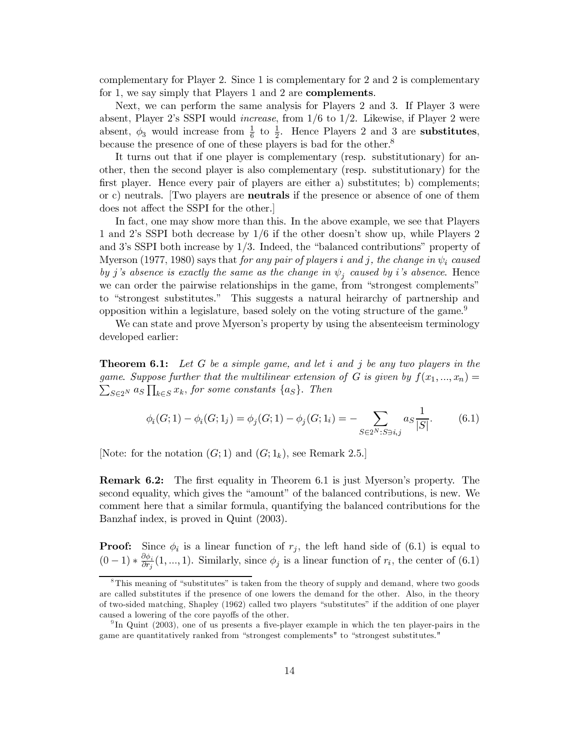complementary for Player 2. Since 1 is complementary for 2 and 2 is complementary for 1, we say simply that Players 1 and 2 are **complements**.

Next, we can perform the same analysis for Players 2 and 3. If Player 3 were absent, Player 2's SSPI would *increase*, from $1/6$ to $1/2$. Likewise, if Player 2 were absent, $\phi_3$ would increase from $\frac{1}{6}$ to $\frac{1}{2}$. Hence Players 2 and 3 are **substitutes**, because the presence of one of these players is bad for the other.[8]

It turns out that if one player is complementary (resp. substitutionary) for another, then the second player is also complementary (resp. substitutionary) for the first player. Hence every pair of players are either a) substitutes; b) complements; or c) neutrals. [Two players are **neutrals** if the presence or absence of one of them does not affect the SSPI for the other.]

In fact, one may show more than this. In the above example, we see that Players 1 and 2's SSPI both decrease by $1/6$ if the other doesn't show up, while Players 2 and 3's SSPI both increase by $1/3$. Indeed, the "balanced contributions" property of Myerson (1977, 1980) says that *for any pair of players $i$ and $j$, the change in $\psi_i$ caused by $j$'s absence is exactly the same as the change in $\psi_j$ caused by $i$'s absence.* Hence we can order the pairwise relationships in the game, from "strongest complements" to "strongest substitutes." This suggests a natural heirarchy of partnership and opposition within a legislature, based solely on the voting structure of the game.[9]

We can state and prove Myerson's property by using the absenteeism terminology developed earlier:

**Theorem 6.1:** *Let $G$ be a simple game, and let $i$ and $j$ be any two players in the game. Suppose further that the multilinear extension of $G$ is given by $f(x_1, ..., x_n) = \sum_{S \in 2^N} a_S \prod_{k \in S} x_k$, for some constants $\{a_S\}$. Then*

$$\phi_i(G;1) - \phi_i(G;1_j) = \phi_j(G;1) - \phi_j(G;1_i) = -\sum_{S \in 2^N : S \ni i,j} a_S \frac{1}{|S|}. \tag{6.1}$$

[Note: for the notation $(G;1)$ and $(G;1_k)$, see Remark 2.5.]

**Remark 6.2:** The first equality in Theorem 6.1 is just Myerson's property. The second equality, which gives the "amount" of the balanced contributions, is new. We comment here that a similar formula, quantifying the balanced contributions for the Banzhaf index, is proved in Quint (2003).

**Proof:** Since $\phi_i$ is a linear function of $r_j$, the left hand side of (6.1) is equal to $(0-1) * \frac{\partial \phi_i}{\partial r_j}(1, ..., 1)$. Similarly, since $\phi_j$ is a linear function of $r_i$, the center of (6.1)

---

[8] This meaning of "substitutes" is taken from the theory of supply and demand, where two goods are called substitutes if the presence of one lowers the demand for the other. Also, in the theory of two-sided matching, Shapley (1962) called two players "substitutes" if the addition of one player caused a lowering of the core payoffs of the other.

[9] In Quint (2003), one of us presents a five-player example in which the ten player-pairs in the game are quantitatively ranked from "strongest complements" to "strongest substitutes."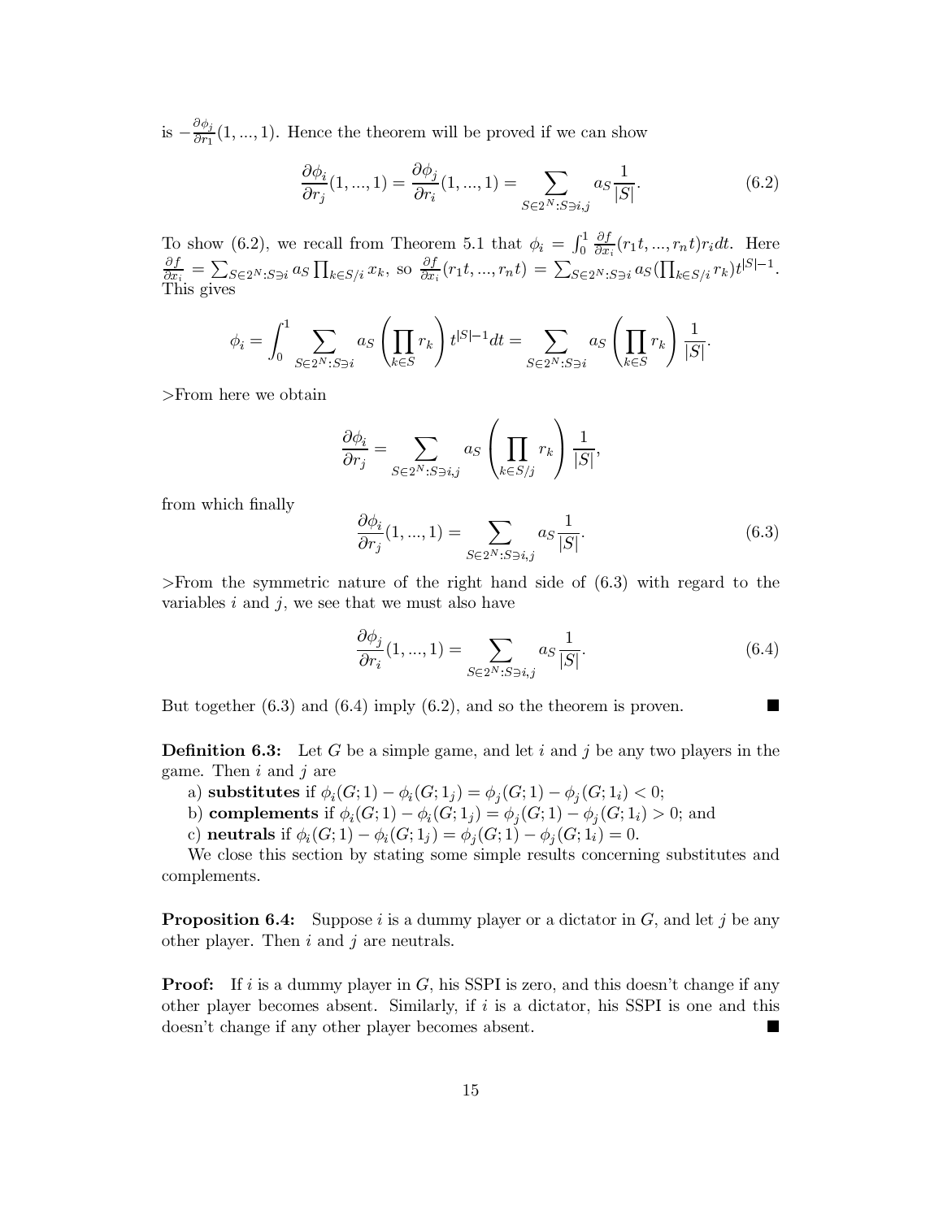is $-\frac{\partial \phi_j}{\partial r_1}(1, ..., 1)$. Hence the theorem will be proved if we can show

$$\frac{\partial \phi_i}{\partial r_j}(1, ..., 1) = \frac{\partial \phi_j}{\partial r_i}(1, ..., 1) = \sum_{S \in 2^N : S \ni i,j} a_S \frac{1}{|S|}. \tag{6.2}$$

To show (6.2), we recall from Theorem 5.1 that $\phi_i = \int_0^1 \frac{\partial f}{\partial x_i}(r_1 t, ..., r_n t) r_i dt$. Here $\frac{\partial f}{\partial x_i} = \sum_{S \in 2^N : S \ni i} a_S \prod_{k \in S/i} x_k$, so $\frac{\partial f}{\partial x_i}(r_1 t, ..., r_n t) = \sum_{S \in 2^N : S \ni i} a_S (\prod_{k \in S/i} r_k) t^{|S|-1}$. This gives

$$\phi_i = \int_0^1 \sum_{S \in 2^N : S \ni i} a_S \left( \prod_{k \in S} r_k \right) t^{|S|-1} dt = \sum_{S \in 2^N : S \ni i} a_S \left( \prod_{k \in S} r_k \right) \frac{1}{|S|}.$$

>From here we obtain

$$\frac{\partial \phi_i}{\partial r_j} = \sum_{S \in 2^N : S \ni i,j} a_S \left( \prod_{k \in S/j} r_k \right) \frac{1}{|S|},$$

from which finally

$$\frac{\partial \phi_i}{\partial r_j}(1, ..., 1) = \sum_{S \in 2^N : S \ni i,j} a_S \frac{1}{|S|}. \tag{6.3}$$

>From the symmetric nature of the right hand side of (6.3) with regard to the variables $i$ and $j$, we see that we must also have

$$\frac{\partial \phi_j}{\partial r_i}(1, ..., 1) = \sum_{S \in 2^N : S \ni i,j} a_S \frac{1}{|S|}. \tag{6.4}$$

But together (6.3) and (6.4) imply (6.2), and so the theorem is proven. ■

**Definition 6.3:** Let $G$ be a simple game, and let $i$ and $j$ be any two players in the game. Then $i$ and $j$ are

a) **substitutes** if $\phi_i(G; 1) - \phi_i(G; 1_j) = \phi_j(G; 1) - \phi_j(G; 1_i) < 0$;

b) **complements** if $\phi_i(G; 1) - \phi_i(G; 1_j) = \phi_j(G; 1) - \phi_j(G; 1_i) > 0$; and

c) **neutrals** if $\phi_i(G; 1) - \phi_i(G; 1_j) = \phi_j(G; 1) - \phi_j(G; 1_i) = 0$.

We close this section by stating some simple results concerning substitutes and complements.

**Proposition 6.4:** Suppose $i$ is a dummy player or a dictator in $G$, and let $j$ be any other player. Then $i$ and $j$ are neutrals.

**Proof:** If $i$ is a dummy player in $G$, his SSPI is zero, and this doesn't change if any other player becomes absent. Similarly, if $i$ is a dictator, his SSPI is one and this doesn't change if any other player becomes absent. ■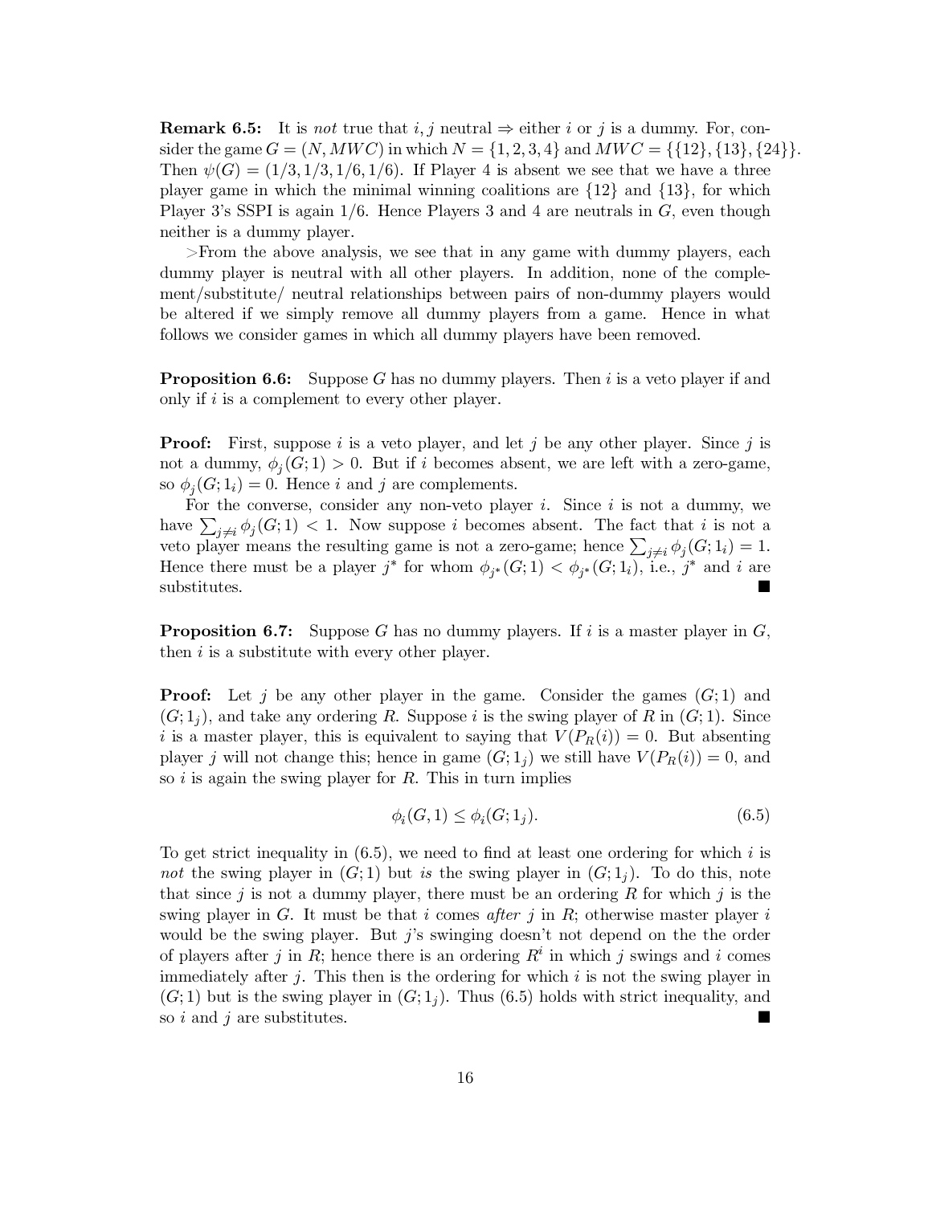**Remark 6.5:** It is *not* true that $i, j$ neutral $\Rightarrow$ either $i$ or $j$ is a dummy. For, consider the game $G = (N, MWC)$ in which $N = \{1, 2, 3, 4\}$ and $MWC = \{\{12\}, \{13\}, \{24\}\}$. Then $\psi(G) = (1/3, 1/3, 1/6, 1/6)$. If Player 4 is absent we see that we have a three player game in which the minimal winning coalitions are $\{12\}$ and $\{13\}$, for which Player 3's SSPI is again $1/6$. Hence Players 3 and 4 are neutrals in $G$, even though neither is a dummy player.

>From the above analysis, we see that in any game with dummy players, each dummy player is neutral with all other players. In addition, none of the complement/substitute/ neutral relationships between pairs of non-dummy players would be altered if we simply remove all dummy players from a game. Hence in what follows we consider games in which all dummy players have been removed.

**Proposition 6.6:** Suppose $G$ has no dummy players. Then $i$ is a veto player if and only if $i$ is a complement to every other player.

**Proof:** First, suppose $i$ is a veto player, and let $j$ be any other player. Since $j$ is not a dummy, $\phi_j(G; 1) > 0$. But if $i$ becomes absent, we are left with a zero-game, so $\phi_j(G; 1_i) = 0$. Hence $i$ and $j$ are complements.

For the converse, consider any non-veto player $i$. Since $i$ is not a dummy, we have $\sum_{j \neq i} \phi_j(G; 1) < 1$. Now suppose $i$ becomes absent. The fact that $i$ is not a veto player means the resulting game is not a zero-game; hence $\sum_{j \neq i} \phi_j(G; 1_i) = 1$. Hence there must be a player $j^*$ for whom $\phi_{j^*}(G; 1) < \phi_{j^*}(G; 1_i)$, i.e., $j^*$ and $i$ are substitutes. ■

**Proposition 6.7:** Suppose $G$ has no dummy players. If $i$ is a master player in $G$, then $i$ is a substitute with every other player.

**Proof:** Let $j$ be any other player in the game. Consider the games $(G; 1)$ and $(G; 1_j)$, and take any ordering $R$. Suppose $i$ is the swing player of $R$ in $(G; 1)$. Since $i$ is a master player, this is equivalent to saying that $V(P_R(i)) = 0$. But absenting player $j$ will not change this; hence in game $(G; 1_j)$ we still have $V(P_R(i)) = 0$, and so $i$ is again the swing player for $R$. This in turn implies

$$\phi_i(G, 1) \leq \phi_i(G; 1_j). \tag{6.5}$$

To get strict inequality in (6.5), we need to find at least one ordering for which $i$ is *not* the swing player in $(G; 1)$ but *is* the swing player in $(G; 1_j)$. To do this, note that since $j$ is not a dummy player, there must be an ordering $R$ for which $j$ is the swing player in $G$. It must be that $i$ comes *after* $j$ in $R$; otherwise master player $i$ would be the swing player. But $j$'s swinging doesn't not depend on the the order of players after $j$ in $R$; hence there is an ordering $R^i$ in which $j$ swings and $i$ comes immediately after $j$. This then is the ordering for which $i$ is not the swing player in $(G; 1)$ but is the swing player in $(G; 1_j)$. Thus (6.5) holds with strict inequality, and so $i$ and $j$ are substitutes. ■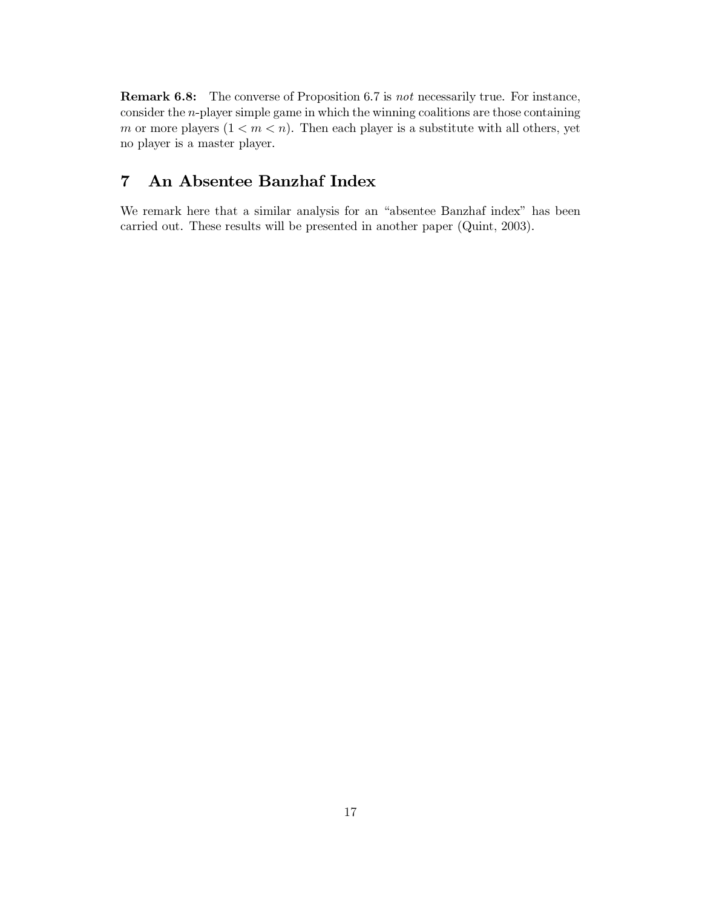**Remark 6.8:** The converse of Proposition 6.7 is *not* necessarily true. For instance, consider the $n$-player simple game in which the winning coalitions are those containing $m$ or more players ($1 < m < n$). Then each player is a substitute with all others, yet no player is a master player.

## 7 An Absentee Banzhaf Index

We remark here that a similar analysis for an "absentee Banzhaf index" has been carried out. These results will be presented in another paper (Quint, 2003).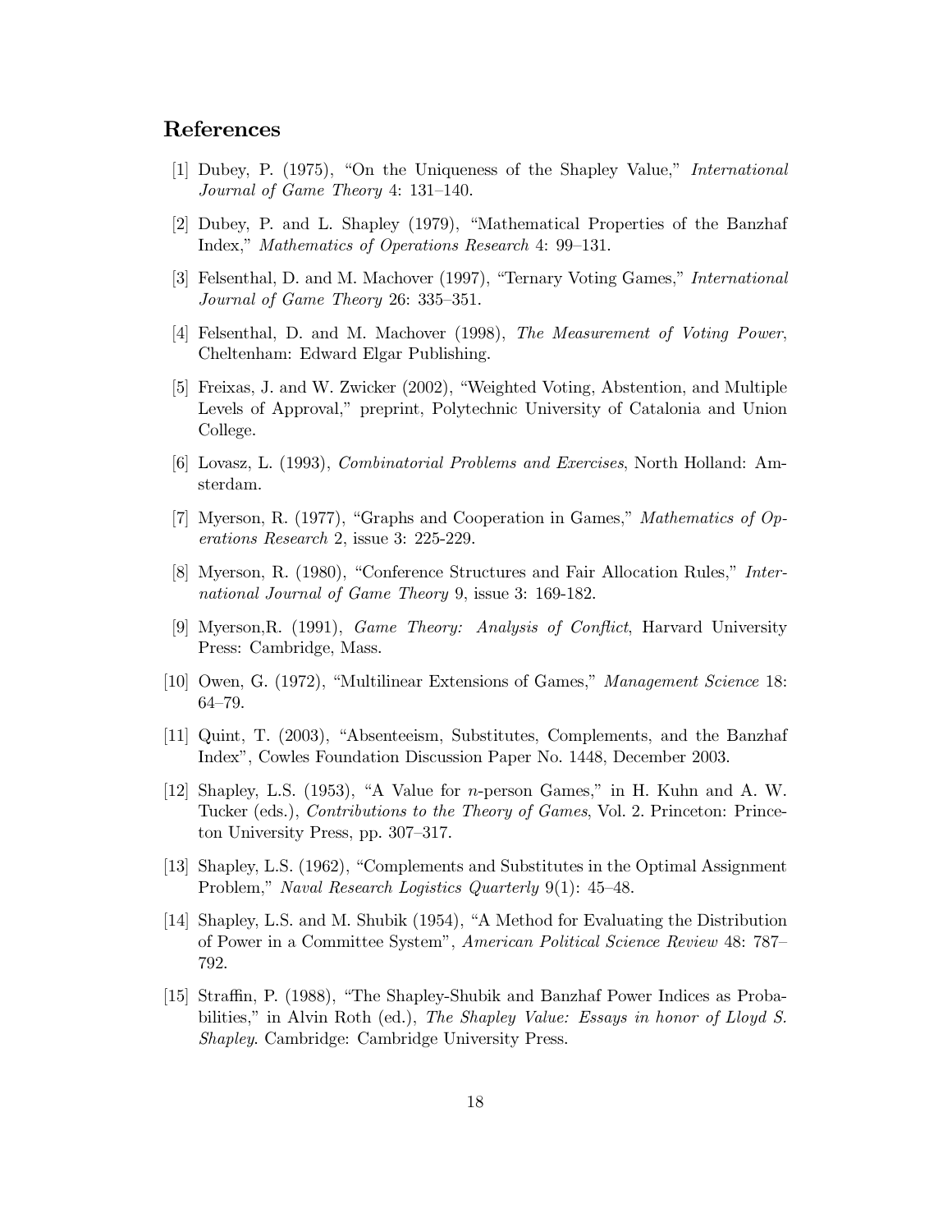## References

[1] Dubey, P. (1975), "On the Uniqueness of the Shapley Value," *International Journal of Game Theory* 4: 131–140.

[2] Dubey, P. and L. Shapley (1979), "Mathematical Properties of the Banzhaf Index," *Mathematics of Operations Research* 4: 99–131.

[3] Felsenthal, D. and M. Machover (1997), "Ternary Voting Games," *International Journal of Game Theory* 26: 335–351.

[4] Felsenthal, D. and M. Machover (1998), *The Measurement of Voting Power*, Cheltenham: Edward Elgar Publishing.

[5] Freixas, J. and W. Zwicker (2002), "Weighted Voting, Abstention, and Multiple Levels of Approval," preprint, Polytechnic University of Catalonia and Union College.

[6] Lovasz, L. (1993), *Combinatorial Problems and Exercises*, North Holland: Amsterdam.

[7] Myerson, R. (1977), "Graphs and Cooperation in Games," *Mathematics of Operations Research* 2, issue 3: 225-229.

[8] Myerson, R. (1980), "Conference Structures and Fair Allocation Rules," *International Journal of Game Theory* 9, issue 3: 169-182.

[9] Myerson,R. (1991), *Game Theory: Analysis of Conflict*, Harvard University Press: Cambridge, Mass.

[10] Owen, G. (1972), "Multilinear Extensions of Games," *Management Science* 18: 64–79.

[11] Quint, T. (2003), "Absenteeism, Substitutes, Complements, and the Banzhaf Index", Cowles Foundation Discussion Paper No. 1448, December 2003.

[12] Shapley, L.S. (1953), "A Value for $n$-person Games," in H. Kuhn and A. W. Tucker (eds.), *Contributions to the Theory of Games*, Vol. 2. Princeton: Princeton University Press, pp. 307–317.

[13] Shapley, L.S. (1962), "Complements and Substitutes in the Optimal Assignment Problem," *Naval Research Logistics Quarterly* 9(1): 45–48.

[14] Shapley, L.S. and M. Shubik (1954), "A Method for Evaluating the Distribution of Power in a Committee System", *American Political Science Review* 48: 787–792.

[15] Straffin, P. (1988), "The Shapley-Shubik and Banzhaf Power Indices as Probabilities," in Alvin Roth (ed.), *The Shapley Value: Essays in honor of Lloyd S. Shapley*. Cambridge: Cambridge University Press.